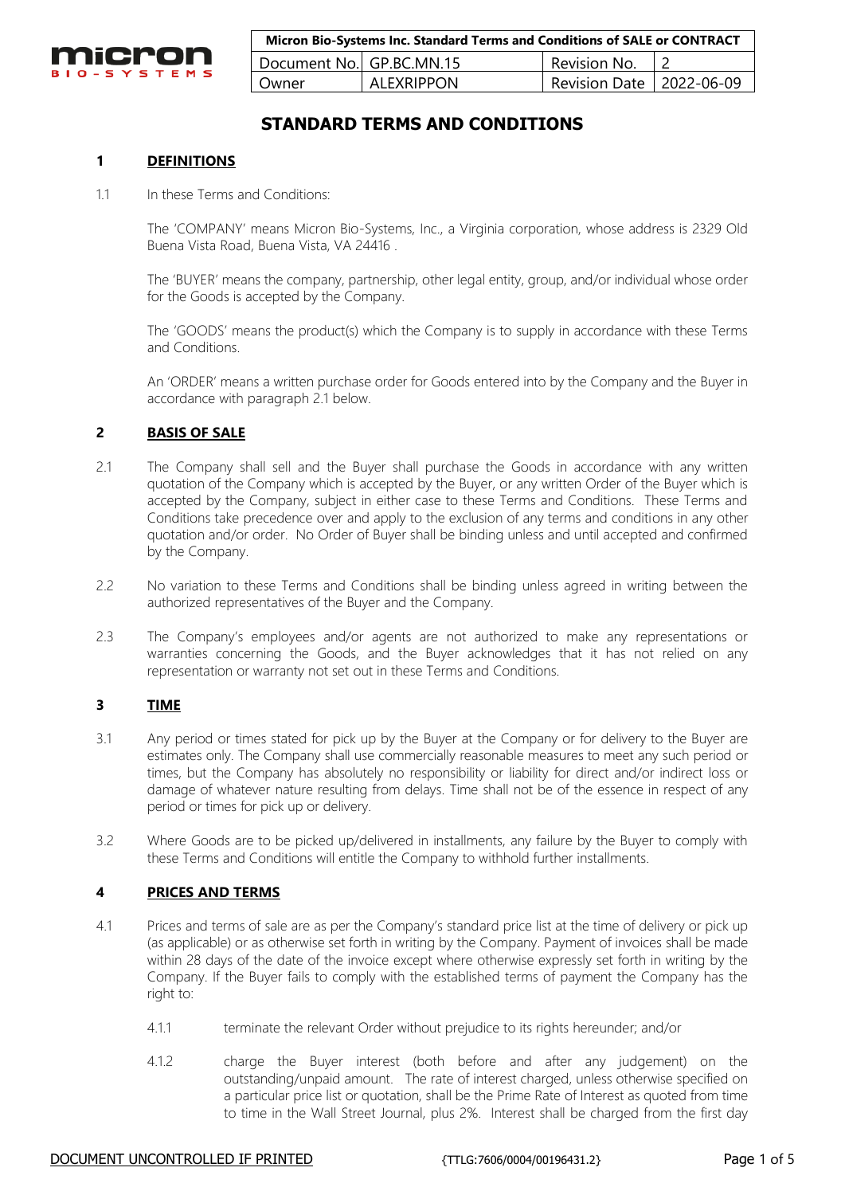| Micron Bio-Systems Inc. Standard Terms and Conditions of SALE or CONTRACT | | | |
|---|---|---|---|
| Document No. | GP.BC.MN.15 | Revision No. | 2 |
| Owner | ALEXRIPPON | Revision Date | 2022-06-09 |

# STANDARD TERMS AND CONDITIONS

## 1 DEFINITIONS

1.1 In these Terms and Conditions:

The 'COMPANY' means Micron Bio-Systems, Inc., a Virginia corporation, whose address is 2329 Old Buena Vista Road, Buena Vista, VA 24416 .

The 'BUYER' means the company, partnership, other legal entity, group, and/or individual whose order for the Goods is accepted by the Company.

The 'GOODS' means the product(s) which the Company is to supply in accordance with these Terms and Conditions.

An 'ORDER' means a written purchase order for Goods entered into by the Company and the Buyer in accordance with paragraph 2.1 below.

## 2 BASIS OF SALE

2.1 The Company shall sell and the Buyer shall purchase the Goods in accordance with any written quotation of the Company which is accepted by the Buyer, or any written Order of the Buyer which is accepted by the Company, subject in either case to these Terms and Conditions. These Terms and Conditions take precedence over and apply to the exclusion of any terms and conditions in any other quotation and/or order. No Order of Buyer shall be binding unless and until accepted and confirmed by the Company.

2.2 No variation to these Terms and Conditions shall be binding unless agreed in writing between the authorized representatives of the Buyer and the Company.

2.3 The Company's employees and/or agents are not authorized to make any representations or warranties concerning the Goods, and the Buyer acknowledges that it has not relied on any representation or warranty not set out in these Terms and Conditions.

## 3 TIME

3.1 Any period or times stated for pick up by the Buyer at the Company or for delivery to the Buyer are estimates only. The Company shall use commercially reasonable measures to meet any such period or times, but the Company has absolutely no responsibility or liability for direct and/or indirect loss or damage of whatever nature resulting from delays. Time shall not be of the essence in respect of any period or times for pick up or delivery.

3.2 Where Goods are to be picked up/delivered in installments, any failure by the Buyer to comply with these Terms and Conditions will entitle the Company to withhold further installments.

## 4 PRICES AND TERMS

4.1 Prices and terms of sale are as per the Company's standard price list at the time of delivery or pick up (as applicable) or as otherwise set forth in writing by the Company. Payment of invoices shall be made within 28 days of the date of the invoice except where otherwise expressly set forth in writing by the Company. If the Buyer fails to comply with the established terms of payment the Company has the right to:

4.1.1 terminate the relevant Order without prejudice to its rights hereunder; and/or

4.1.2 charge the Buyer interest (both before and after any judgement) on the outstanding/unpaid amount. The rate of interest charged, unless otherwise specified on a particular price list or quotation, shall be the Prime Rate of Interest as quoted from time to time in the Wall Street Journal, plus 2%. Interest shall be charged from the first day

DOCUMENT UNCONTROLLED IF PRINTED {TTLG:7606/0004/00196431.2}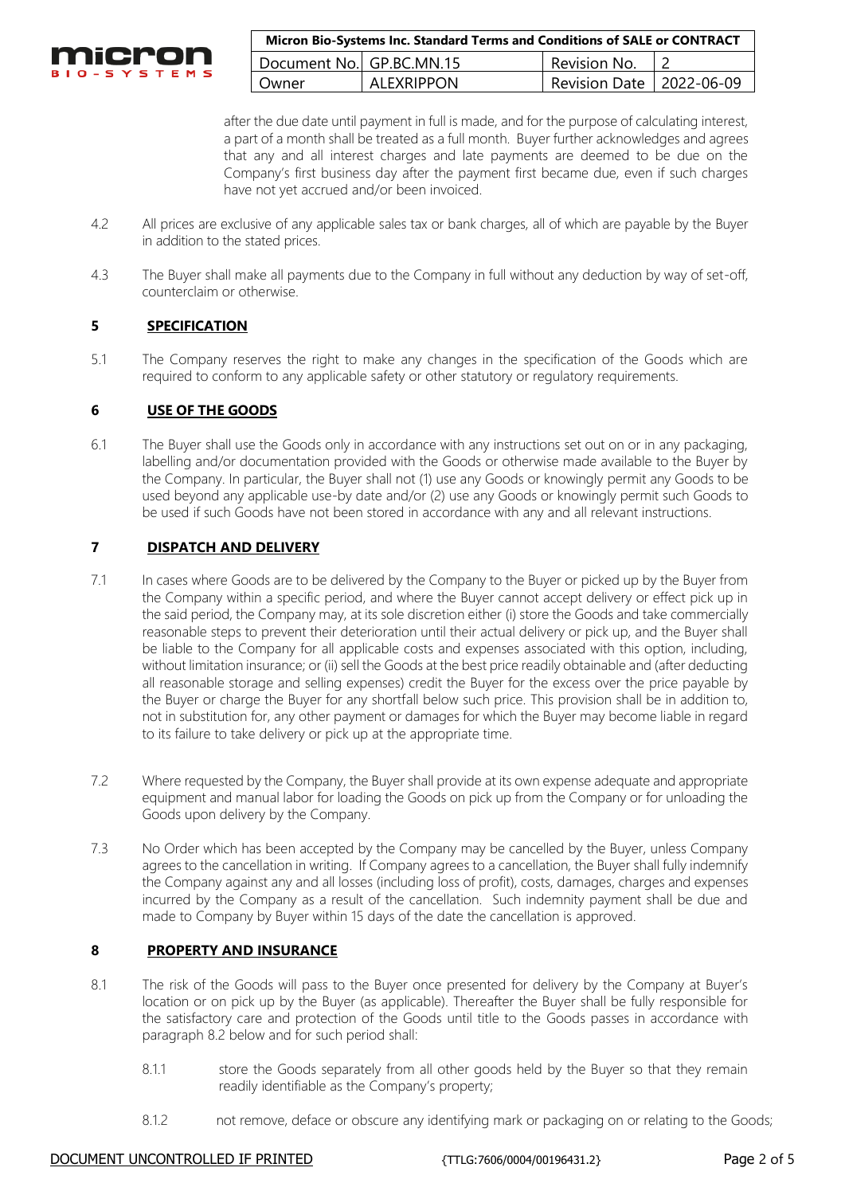after the due date until payment in full is made, and for the purpose of calculating interest, a part of a month shall be treated as a full month. Buyer further acknowledges and agrees that any and all interest charges and late payments are deemed to be due on the Company's first business day after the payment first became due, even if such charges have not yet accrued and/or been invoiced.

4.2 All prices are exclusive of any applicable sales tax or bank charges, all of which are payable by the Buyer in addition to the stated prices.

4.3 The Buyer shall make all payments due to the Company in full without any deduction by way of set-off, counterclaim or otherwise.

## 5 SPECIFICATION

5.1 The Company reserves the right to make any changes in the specification of the Goods which are required to conform to any applicable safety or other statutory or regulatory requirements.

## 6 USE OF THE GOODS

6.1 The Buyer shall use the Goods only in accordance with any instructions set out on or in any packaging, labelling and/or documentation provided with the Goods or otherwise made available to the Buyer by the Company. In particular, the Buyer shall not (1) use any Goods or knowingly permit any Goods to be used beyond any applicable use-by date and/or (2) use any Goods or knowingly permit such Goods to be used if such Goods have not been stored in accordance with any and all relevant instructions.

## 7 DISPATCH AND DELIVERY

7.1 In cases where Goods are to be delivered by the Company to the Buyer or picked up by the Buyer from the Company within a specific period, and where the Buyer cannot accept delivery or effect pick up in the said period, the Company may, at its sole discretion either (i) store the Goods and take commercially reasonable steps to prevent their deterioration until their actual delivery or pick up, and the Buyer shall be liable to the Company for all applicable costs and expenses associated with this option, including, without limitation insurance; or (ii) sell the Goods at the best price readily obtainable and (after deducting all reasonable storage and selling expenses) credit the Buyer for the excess over the price payable by the Buyer or charge the Buyer for any shortfall below such price. This provision shall be in addition to, not in substitution for, any other payment or damages for which the Buyer may become liable in regard to its failure to take delivery or pick up at the appropriate time.

7.2 Where requested by the Company, the Buyer shall provide at its own expense adequate and appropriate equipment and manual labor for loading the Goods on pick up from the Company or for unloading the Goods upon delivery by the Company.

7.3 No Order which has been accepted by the Company may be cancelled by the Buyer, unless Company agrees to the cancellation in writing. If Company agrees to a cancellation, the Buyer shall fully indemnify the Company against any and all losses (including loss of profit), costs, damages, charges and expenses incurred by the Company as a result of the cancellation. Such indemnity payment shall be due and made to Company by Buyer within 15 days of the date the cancellation is approved.

## 8 PROPERTY AND INSURANCE

8.1 The risk of the Goods will pass to the Buyer once presented for delivery by the Company at Buyer's location or on pick up by the Buyer (as applicable). Thereafter the Buyer shall be fully responsible for the satisfactory care and protection of the Goods until title to the Goods passes in accordance with paragraph 8.2 below and for such period shall:

8.1.1 store the Goods separately from all other goods held by the Buyer so that they remain readily identifiable as the Company's property;

8.1.2 not remove, deface or obscure any identifying mark or packaging on or relating to the Goods;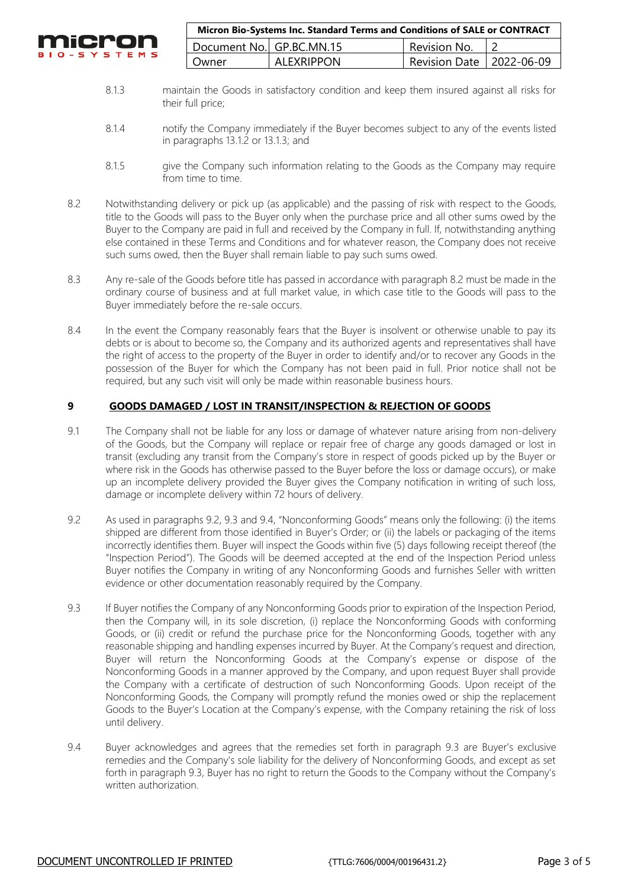8.1.3 maintain the Goods in satisfactory condition and keep them insured against all risks for their full price;

8.1.4 notify the Company immediately if the Buyer becomes subject to any of the events listed in paragraphs 13.1.2 or 13.1.3; and

8.1.5 give the Company such information relating to the Goods as the Company may require from time to time.

8.2 Notwithstanding delivery or pick up (as applicable) and the passing of risk with respect to the Goods, title to the Goods will pass to the Buyer only when the purchase price and all other sums owed by the Buyer to the Company are paid in full and received by the Company in full. If, notwithstanding anything else contained in these Terms and Conditions and for whatever reason, the Company does not receive such sums owed, then the Buyer shall remain liable to pay such sums owed.

8.3 Any re-sale of the Goods before title has passed in accordance with paragraph 8.2 must be made in the ordinary course of business and at full market value, in which case title to the Goods will pass to the Buyer immediately before the re-sale occurs.

8.4 In the event the Company reasonably fears that the Buyer is insolvent or otherwise unable to pay its debts or is about to become so, the Company and its authorized agents and representatives shall have the right of access to the property of the Buyer in order to identify and/or to recover any Goods in the possession of the Buyer for which the Company has not been paid in full. Prior notice shall not be required, but any such visit will only be made within reasonable business hours.

## 9 GOODS DAMAGED / LOST IN TRANSIT/INSPECTION & REJECTION OF GOODS

9.1 The Company shall not be liable for any loss or damage of whatever nature arising from non-delivery of the Goods, but the Company will replace or repair free of charge any goods damaged or lost in transit (excluding any transit from the Company's store in respect of goods picked up by the Buyer or where risk in the Goods has otherwise passed to the Buyer before the loss or damage occurs), or make up an incomplete delivery provided the Buyer gives the Company notification in writing of such loss, damage or incomplete delivery within 72 hours of delivery.

9.2 As used in paragraphs 9.2, 9.3 and 9.4, "Nonconforming Goods" means only the following: (i) the items shipped are different from those identified in Buyer's Order; or (ii) the labels or packaging of the items incorrectly identifies them. Buyer will inspect the Goods within five (5) days following receipt thereof (the "Inspection Period"). The Goods will be deemed accepted at the end of the Inspection Period unless Buyer notifies the Company in writing of any Nonconforming Goods and furnishes Seller with written evidence or other documentation reasonably required by the Company.

9.3 If Buyer notifies the Company of any Nonconforming Goods prior to expiration of the Inspection Period, then the Company will, in its sole discretion, (i) replace the Nonconforming Goods with conforming Goods, or (ii) credit or refund the purchase price for the Nonconforming Goods, together with any reasonable shipping and handling expenses incurred by Buyer. At the Company's request and direction, Buyer will return the Nonconforming Goods at the Company's expense or dispose of the Nonconforming Goods in a manner approved by the Company, and upon request Buyer shall provide the Company with a certificate of destruction of such Nonconforming Goods. Upon receipt of the Nonconforming Goods, the Company will promptly refund the monies owed or ship the replacement Goods to the Buyer's Location at the Company's expense, with the Company retaining the risk of loss until delivery.

9.4 Buyer acknowledges and agrees that the remedies set forth in paragraph 9.3 are Buyer's exclusive remedies and the Company's sole liability for the delivery of Nonconforming Goods, and except as set forth in paragraph 9.3, Buyer has no right to return the Goods to the Company without the Company's written authorization.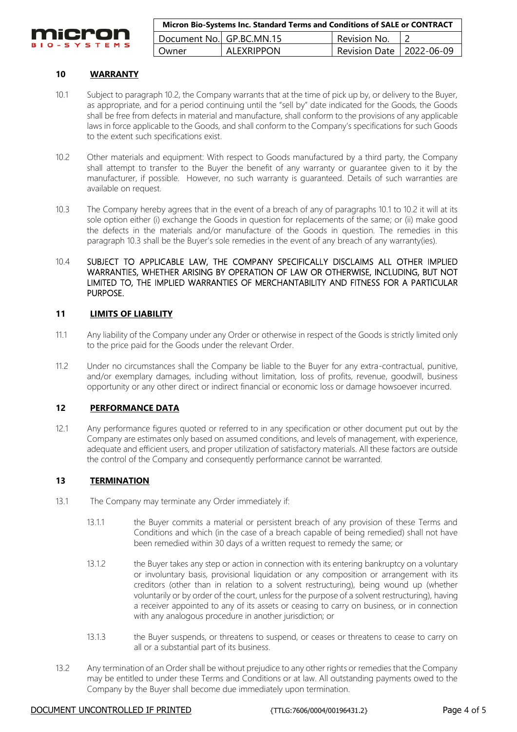## 10 WARRANTY

10.1 Subject to paragraph 10.2, the Company warrants that at the time of pick up by, or delivery to the Buyer, as appropriate, and for a period continuing until the "sell by" date indicated for the Goods, the Goods shall be free from defects in material and manufacture, shall conform to the provisions of any applicable laws in force applicable to the Goods, and shall conform to the Company's specifications for such Goods to the extent such specifications exist.

10.2 Other materials and equipment: With respect to Goods manufactured by a third party, the Company shall attempt to transfer to the Buyer the benefit of any warranty or guarantee given to it by the manufacturer, if possible. However, no such warranty is guaranteed. Details of such warranties are available on request.

10.3 The Company hereby agrees that in the event of a breach of any of paragraphs 10.1 to 10.2 it will at its sole option either (i) exchange the Goods in question for replacements of the same; or (ii) make good the defects in the materials and/or manufacture of the Goods in question. The remedies in this paragraph 10.3 shall be the Buyer's sole remedies in the event of any breach of any warranty(ies).

10.4 SUBJECT TO APPLICABLE LAW, THE COMPANY SPECIFICALLY DISCLAIMS ALL OTHER IMPLIED WARRANTIES, WHETHER ARISING BY OPERATION OF LAW OR OTHERWISE, INCLUDING, BUT NOT LIMITED TO, THE IMPLIED WARRANTIES OF MERCHANTABILITY AND FITNESS FOR A PARTICULAR PURPOSE.

## 11 LIMITS OF LIABILITY

11.1 Any liability of the Company under any Order or otherwise in respect of the Goods is strictly limited only to the price paid for the Goods under the relevant Order.

11.2 Under no circumstances shall the Company be liable to the Buyer for any extra-contractual, punitive, and/or exemplary damages, including without limitation, loss of profits, revenue, goodwill, business opportunity or any other direct or indirect financial or economic loss or damage howsoever incurred.

## 12 PERFORMANCE DATA

12.1 Any performance figures quoted or referred to in any specification or other document put out by the Company are estimates only based on assumed conditions, and levels of management, with experience, adequate and efficient users, and proper utilization of satisfactory materials. All these factors are outside the control of the Company and consequently performance cannot be warranted.

## 13 TERMINATION

13.1 The Company may terminate any Order immediately if:

13.1.1 the Buyer commits a material or persistent breach of any provision of these Terms and Conditions and which (in the case of a breach capable of being remedied) shall not have been remedied within 30 days of a written request to remedy the same; or

13.1.2 the Buyer takes any step or action in connection with its entering bankruptcy on a voluntary or involuntary basis, provisional liquidation or any composition or arrangement with its creditors (other than in relation to a solvent restructuring), being wound up (whether voluntarily or by order of the court, unless for the purpose of a solvent restructuring), having a receiver appointed to any of its assets or ceasing to carry on business, or in connection with any analogous procedure in another jurisdiction; or

13.1.3 the Buyer suspends, or threatens to suspend, or ceases or threatens to cease to carry on all or a substantial part of its business.

13.2 Any termination of an Order shall be without prejudice to any other rights or remedies that the Company may be entitled to under these Terms and Conditions or at law. All outstanding payments owed to the Company by the Buyer shall become due immediately upon termination.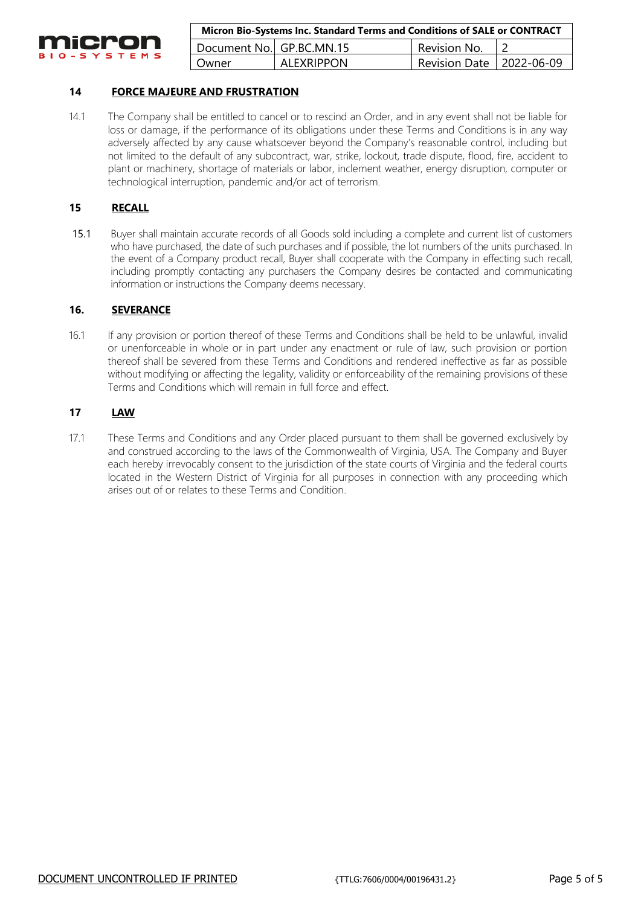## 14 FORCE MAJEURE AND FRUSTRATION

14.1 The Company shall be entitled to cancel or to rescind an Order, and in any event shall not be liable for loss or damage, if the performance of its obligations under these Terms and Conditions is in any way adversely affected by any cause whatsoever beyond the Company's reasonable control, including but not limited to the default of any subcontract, war, strike, lockout, trade dispute, flood, fire, accident to plant or machinery, shortage of materials or labor, inclement weather, energy disruption, computer or technological interruption, pandemic and/or act of terrorism.

## 15 RECALL

15.1 Buyer shall maintain accurate records of all Goods sold including a complete and current list of customers who have purchased, the date of such purchases and if possible, the lot numbers of the units purchased. In the event of a Company product recall, Buyer shall cooperate with the Company in effecting such recall, including promptly contacting any purchasers the Company desires be contacted and communicating information or instructions the Company deems necessary.

## 16. SEVERANCE

16.1 If any provision or portion thereof of these Terms and Conditions shall be held to be unlawful, invalid or unenforceable in whole or in part under any enactment or rule of law, such provision or portion thereof shall be severed from these Terms and Conditions and rendered ineffective as far as possible without modifying or affecting the legality, validity or enforceability of the remaining provisions of these Terms and Conditions which will remain in full force and effect.

## 17 LAW

17.1 These Terms and Conditions and any Order placed pursuant to them shall be governed exclusively by and construed according to the laws of the Commonwealth of Virginia, USA. The Company and Buyer each hereby irrevocably consent to the jurisdiction of the state courts of Virginia and the federal courts located in the Western District of Virginia for all purposes in connection with any proceeding which arises out of or relates to these Terms and Condition.